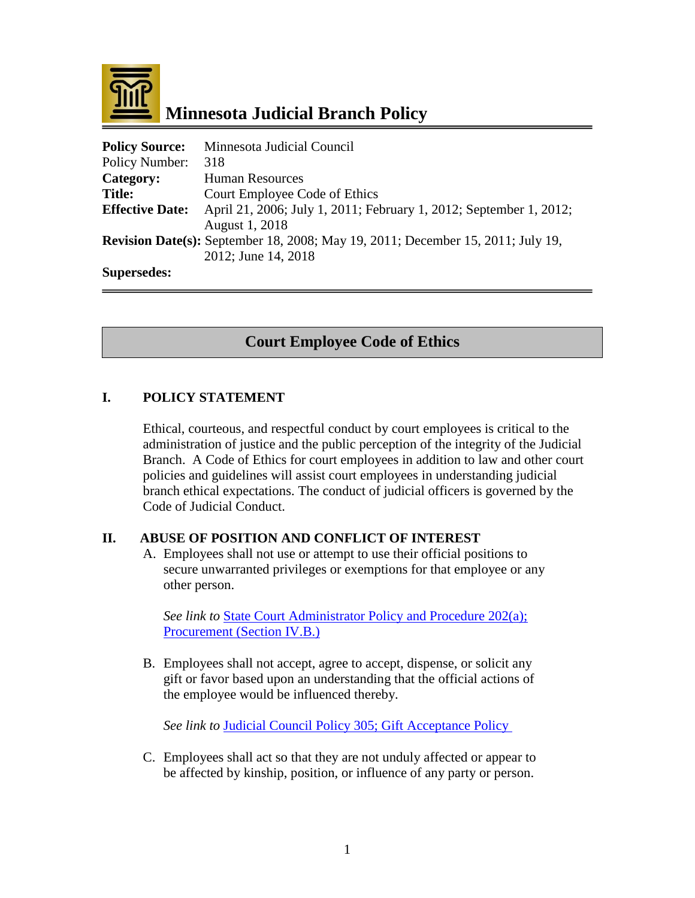# Minnesota Judicial Branch Policy

| | |
|---|---|
| **Policy Source:** | Minnesota Judicial Council |
| Policy Number: | 318 |
| **Category:** | Human Resources |
| **Title:** | Court Employee Code of Ethics |
| **Effective Date:** | April 21, 2006; July 1, 2011; February 1, 2012; September 1, 2012; August 1, 2018 |
| **Revision Date(s):** | September 18, 2008; May 19, 2011; December 15, 2011; July 19, 2012; June 14, 2018 |
| **Supersedes:** | |

## Court Employee Code of Ethics

### I. POLICY STATEMENT

Ethical, courteous, and respectful conduct by court employees is critical to the administration of justice and the public perception of the integrity of the Judicial Branch. A Code of Ethics for court employees in addition to law and other court policies and guidelines will assist court employees in understanding judicial branch ethical expectations. The conduct of judicial officers is governed by the Code of Judicial Conduct.

### II. ABUSE OF POSITION AND CONFLICT OF INTEREST

A. Employees shall not use or attempt to use their official positions to secure unwarranted privileges or exemptions for that employee or any other person.

   *See link to* State Court Administrator Policy and Procedure 202(a); Procurement (Section IV.B.)

B. Employees shall not accept, agree to accept, dispense, or solicit any gift or favor based upon an understanding that the official actions of the employee would be influenced thereby.

   *See link to* Judicial Council Policy 305; Gift Acceptance Policy

C. Employees shall act so that they are not unduly affected or appear to be affected by kinship, position, or influence of any party or person.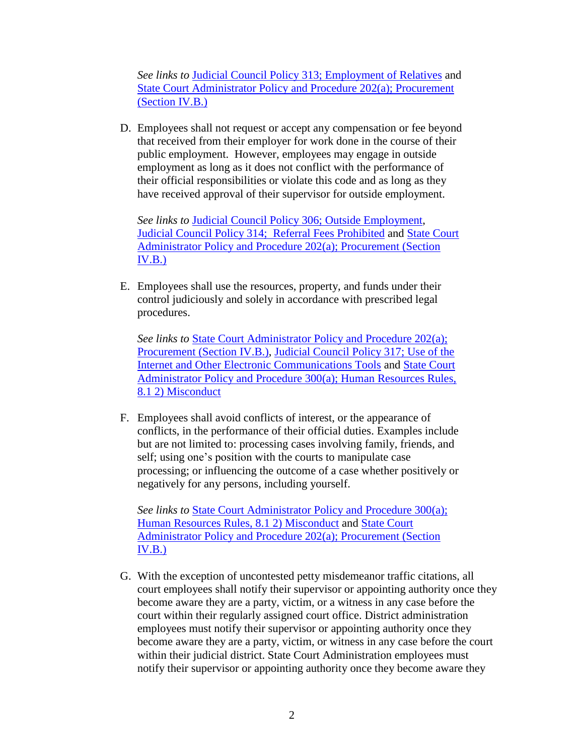*See links to* [Judicial Council Policy 313; Employment of Relatives] and [State Court Administrator Policy and Procedure 202(a); Procurement (Section IV.B.)]

D. Employees shall not request or accept any compensation or fee beyond that received from their employer for work done in the course of their public employment. However, employees may engage in outside employment as long as it does not conflict with the performance of their official responsibilities or violate this code and as long as they have received approval of their supervisor for outside employment.

   *See links to* [Judicial Council Policy 306; Outside Employment], [Judicial Council Policy 314; Referral Fees Prohibited] and [State Court Administrator Policy and Procedure 202(a); Procurement (Section IV.B.)]

E. Employees shall use the resources, property, and funds under their control judiciously and solely in accordance with prescribed legal procedures.

   *See links to* [State Court Administrator Policy and Procedure 202(a); Procurement (Section IV.B.)], [Judicial Council Policy 317; Use of the Internet and Other Electronic Communications Tools] and [State Court Administrator Policy and Procedure 300(a); Human Resources Rules, 8.1 2) Misconduct]

F. Employees shall avoid conflicts of interest, or the appearance of conflicts, in the performance of their official duties. Examples include but are not limited to: processing cases involving family, friends, and self; using one's position with the courts to manipulate case processing; or influencing the outcome of a case whether positively or negatively for any persons, including yourself.

   *See links to* [State Court Administrator Policy and Procedure 300(a); Human Resources Rules, 8.1 2) Misconduct] and [State Court Administrator Policy and Procedure 202(a); Procurement (Section IV.B.)]

G. With the exception of uncontested petty misdemeanor traffic citations, all court employees shall notify their supervisor or appointing authority once they become aware they are a party, victim, or a witness in any case before the court within their regularly assigned court office. District administration employees must notify their supervisor or appointing authority once they become aware they are a party, victim, or witness in any case before the court within their judicial district. State Court Administration employees must notify their supervisor or appointing authority once they become aware they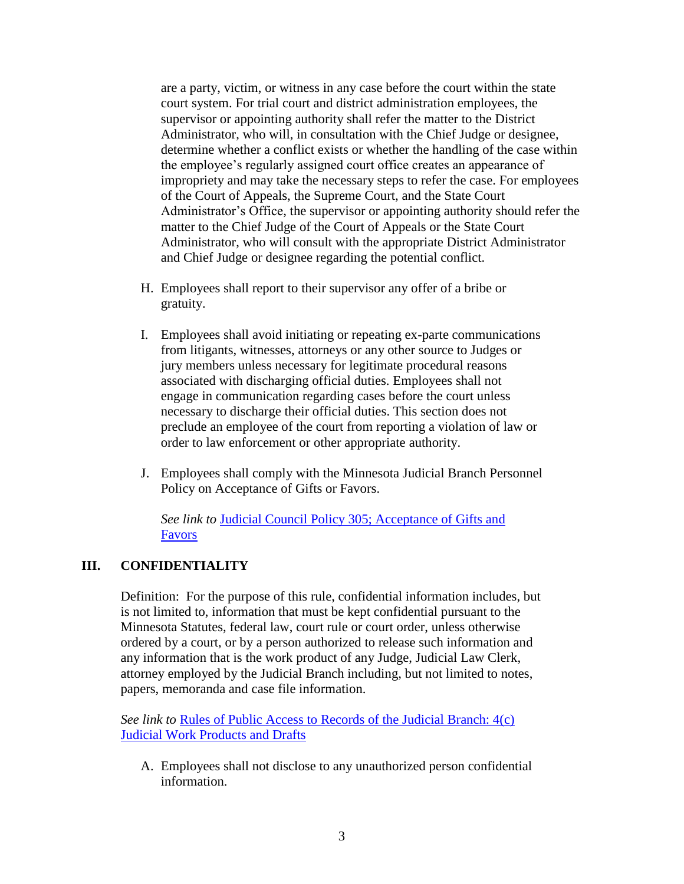are a party, victim, or witness in any case before the court within the state court system. For trial court and district administration employees, the supervisor or appointing authority shall refer the matter to the District Administrator, who will, in consultation with the Chief Judge or designee, determine whether a conflict exists or whether the handling of the case within the employee's regularly assigned court office creates an appearance of impropriety and may take the necessary steps to refer the case. For employees of the Court of Appeals, the Supreme Court, and the State Court Administrator's Office, the supervisor or appointing authority should refer the matter to the Chief Judge of the Court of Appeals or the State Court Administrator, who will consult with the appropriate District Administrator and Chief Judge or designee regarding the potential conflict.

H. Employees shall report to their supervisor any offer of a bribe or gratuity.

I. Employees shall avoid initiating or repeating ex-parte communications from litigants, witnesses, attorneys or any other source to Judges or jury members unless necessary for legitimate procedural reasons associated with discharging official duties. Employees shall not engage in communication regarding cases before the court unless necessary to discharge their official duties. This section does not preclude an employee of the court from reporting a violation of law or order to law enforcement or other appropriate authority.

J. Employees shall comply with the Minnesota Judicial Branch Personnel Policy on Acceptance of Gifts or Favors.

*See link to* Judicial Council Policy 305; Acceptance of Gifts and Favors

## III. CONFIDENTIALITY

Definition: For the purpose of this rule, confidential information includes, but is not limited to, information that must be kept confidential pursuant to the Minnesota Statutes, federal law, court rule or court order, unless otherwise ordered by a court, or by a person authorized to release such information and any information that is the work product of any Judge, Judicial Law Clerk, attorney employed by the Judicial Branch including, but not limited to, notes, papers, memoranda and case file information.

*See link to* Rules of Public Access to Records of the Judicial Branch: 4(c) Judicial Work Products and Drafts

A. Employees shall not disclose to any unauthorized person confidential information.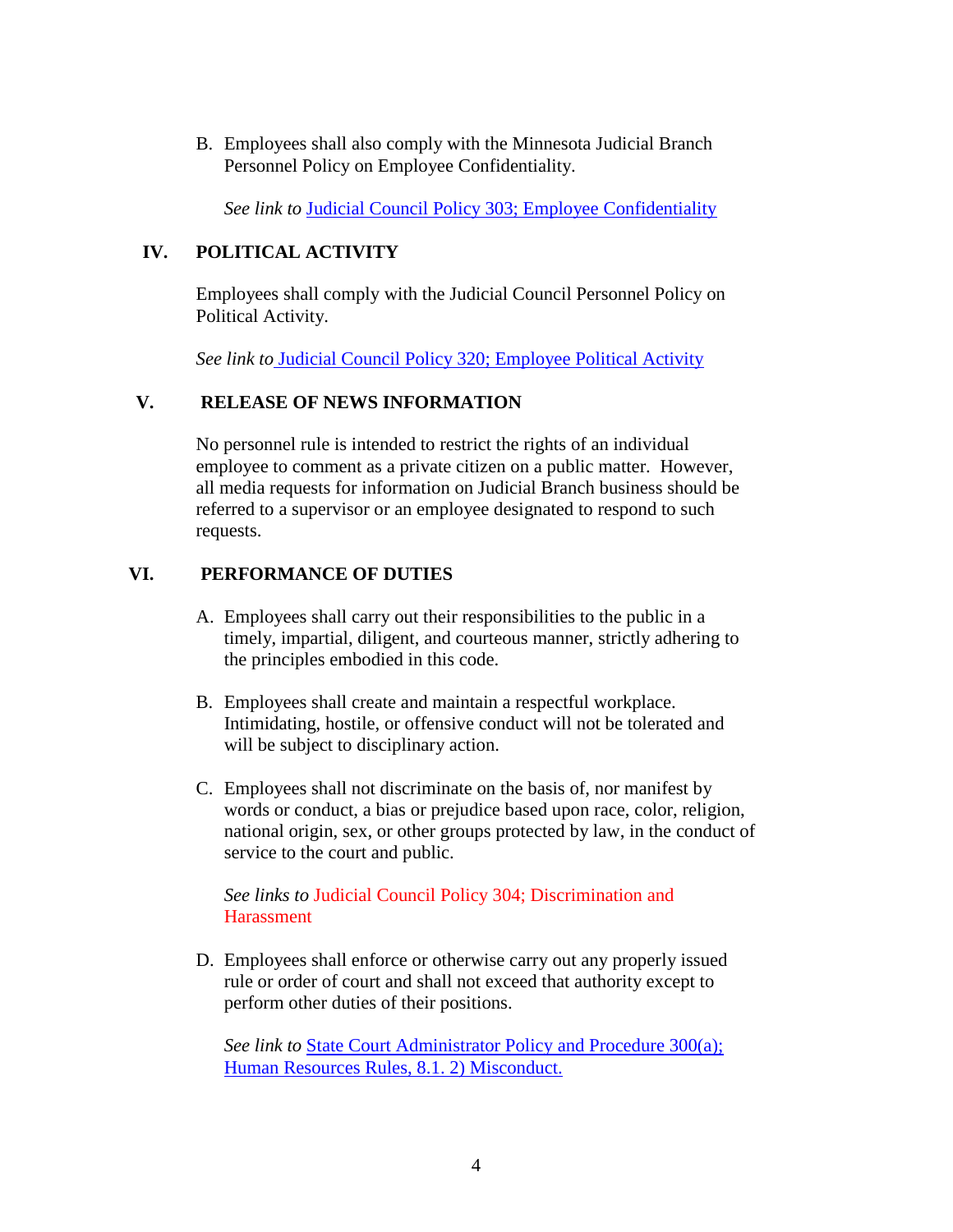B. Employees shall also comply with the Minnesota Judicial Branch Personnel Policy on Employee Confidentiality.

*See link to* Judicial Council Policy 303; Employee Confidentiality

## IV. POLITICAL ACTIVITY

Employees shall comply with the Judicial Council Personnel Policy on Political Activity.

*See link to* Judicial Council Policy 320; Employee Political Activity

## V. RELEASE OF NEWS INFORMATION

No personnel rule is intended to restrict the rights of an individual employee to comment as a private citizen on a public matter. However, all media requests for information on Judicial Branch business should be referred to a supervisor or an employee designated to respond to such requests.

## VI. PERFORMANCE OF DUTIES

A. Employees shall carry out their responsibilities to the public in a timely, impartial, diligent, and courteous manner, strictly adhering to the principles embodied in this code.

B. Employees shall create and maintain a respectful workplace. Intimidating, hostile, or offensive conduct will not be tolerated and will be subject to disciplinary action.

C. Employees shall not discriminate on the basis of, nor manifest by words or conduct, a bias or prejudice based upon race, color, religion, national origin, sex, or other groups protected by law, in the conduct of service to the court and public.

*See links to* Judicial Council Policy 304; Discrimination and Harassment

D. Employees shall enforce or otherwise carry out any properly issued rule or order of court and shall not exceed that authority except to perform other duties of their positions.

*See link to* State Court Administrator Policy and Procedure 300(a); Human Resources Rules, 8.1. 2) Misconduct.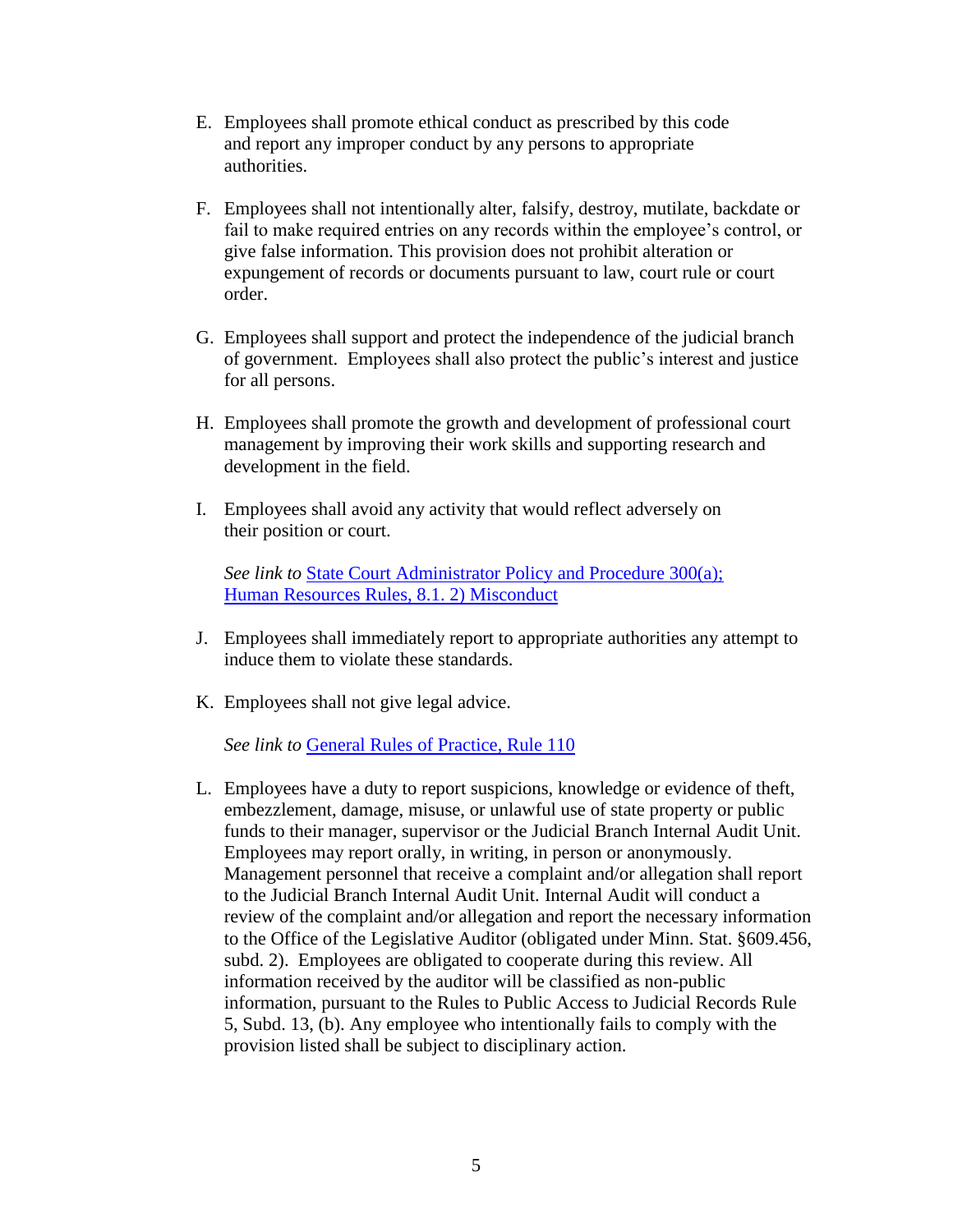E. Employees shall promote ethical conduct as prescribed by this code and report any improper conduct by any persons to appropriate authorities.

F. Employees shall not intentionally alter, falsify, destroy, mutilate, backdate or fail to make required entries on any records within the employee's control, or give false information. This provision does not prohibit alteration or expungement of records or documents pursuant to law, court rule or court order.

G. Employees shall support and protect the independence of the judicial branch of government. Employees shall also protect the public's interest and justice for all persons.

H. Employees shall promote the growth and development of professional court management by improving their work skills and supporting research and development in the field.

I. Employees shall avoid any activity that would reflect adversely on their position or court.

   *See link to* State Court Administrator Policy and Procedure 300(a); Human Resources Rules, 8.1. 2) Misconduct

J. Employees shall immediately report to appropriate authorities any attempt to induce them to violate these standards.

K. Employees shall not give legal advice.

   *See link to* General Rules of Practice, Rule 110

L. Employees have a duty to report suspicions, knowledge or evidence of theft, embezzlement, damage, misuse, or unlawful use of state property or public funds to their manager, supervisor or the Judicial Branch Internal Audit Unit. Employees may report orally, in writing, in person or anonymously. Management personnel that receive a complaint and/or allegation shall report to the Judicial Branch Internal Audit Unit. Internal Audit will conduct a review of the complaint and/or allegation and report the necessary information to the Office of the Legislative Auditor (obligated under Minn. Stat. §609.456, subd. 2). Employees are obligated to cooperate during this review. All information received by the auditor will be classified as non-public information, pursuant to the Rules to Public Access to Judicial Records Rule 5, Subd. 13, (b). Any employee who intentionally fails to comply with the provision listed shall be subject to disciplinary action.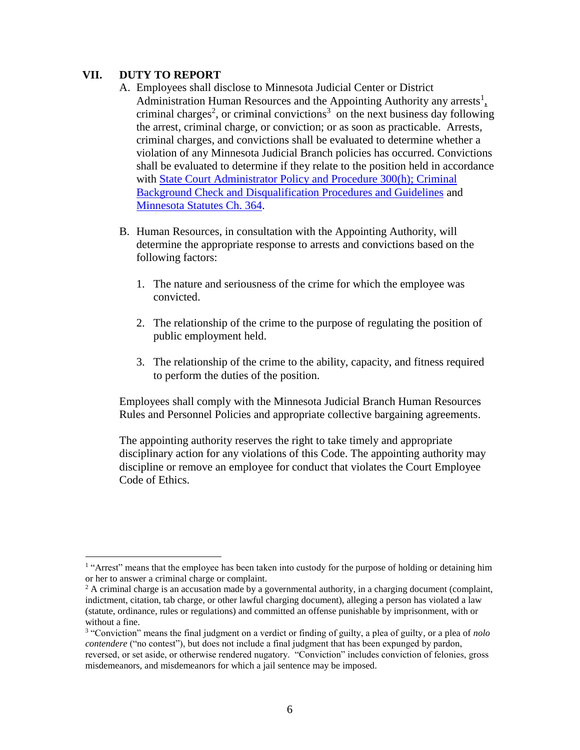## VII. DUTY TO REPORT

A. Employees shall disclose to Minnesota Judicial Center or District Administration Human Resources and the Appointing Authority any arrests[1], criminal charges[2], or criminal convictions[3] on the next business day following the arrest, criminal charge, or conviction; or as soon as practicable. Arrests, criminal charges, and convictions shall be evaluated to determine whether a violation of any Minnesota Judicial Branch policies has occurred. Convictions shall be evaluated to determine if they relate to the position held in accordance with State Court Administrator Policy and Procedure 300(h); Criminal Background Check and Disqualification Procedures and Guidelines and Minnesota Statutes Ch. 364.

B. Human Resources, in consultation with the Appointing Authority, will determine the appropriate response to arrests and convictions based on the following factors:

1. The nature and seriousness of the crime for which the employee was convicted.

2. The relationship of the crime to the purpose of regulating the position of public employment held.

3. The relationship of the crime to the ability, capacity, and fitness required to perform the duties of the position.

Employees shall comply with the Minnesota Judicial Branch Human Resources Rules and Personnel Policies and appropriate collective bargaining agreements.

The appointing authority reserves the right to take timely and appropriate disciplinary action for any violations of this Code. The appointing authority may discipline or remove an employee for conduct that violates the Court Employee Code of Ethics.

---

[1] "Arrest" means that the employee has been taken into custody for the purpose of holding or detaining him or her to answer a criminal charge or complaint.

[2] A criminal charge is an accusation made by a governmental authority, in a charging document (complaint, indictment, citation, tab charge, or other lawful charging document), alleging a person has violated a law (statute, ordinance, rules or regulations) and committed an offense punishable by imprisonment, with or without a fine.

[3] "Conviction" means the final judgment on a verdict or finding of guilty, a plea of guilty, or a plea of *nolo contendere* ("no contest"), but does not include a final judgment that has been expunged by pardon, reversed, or set aside, or otherwise rendered nugatory. "Conviction" includes conviction of felonies, gross misdemeanors, and misdemeanors for which a jail sentence may be imposed.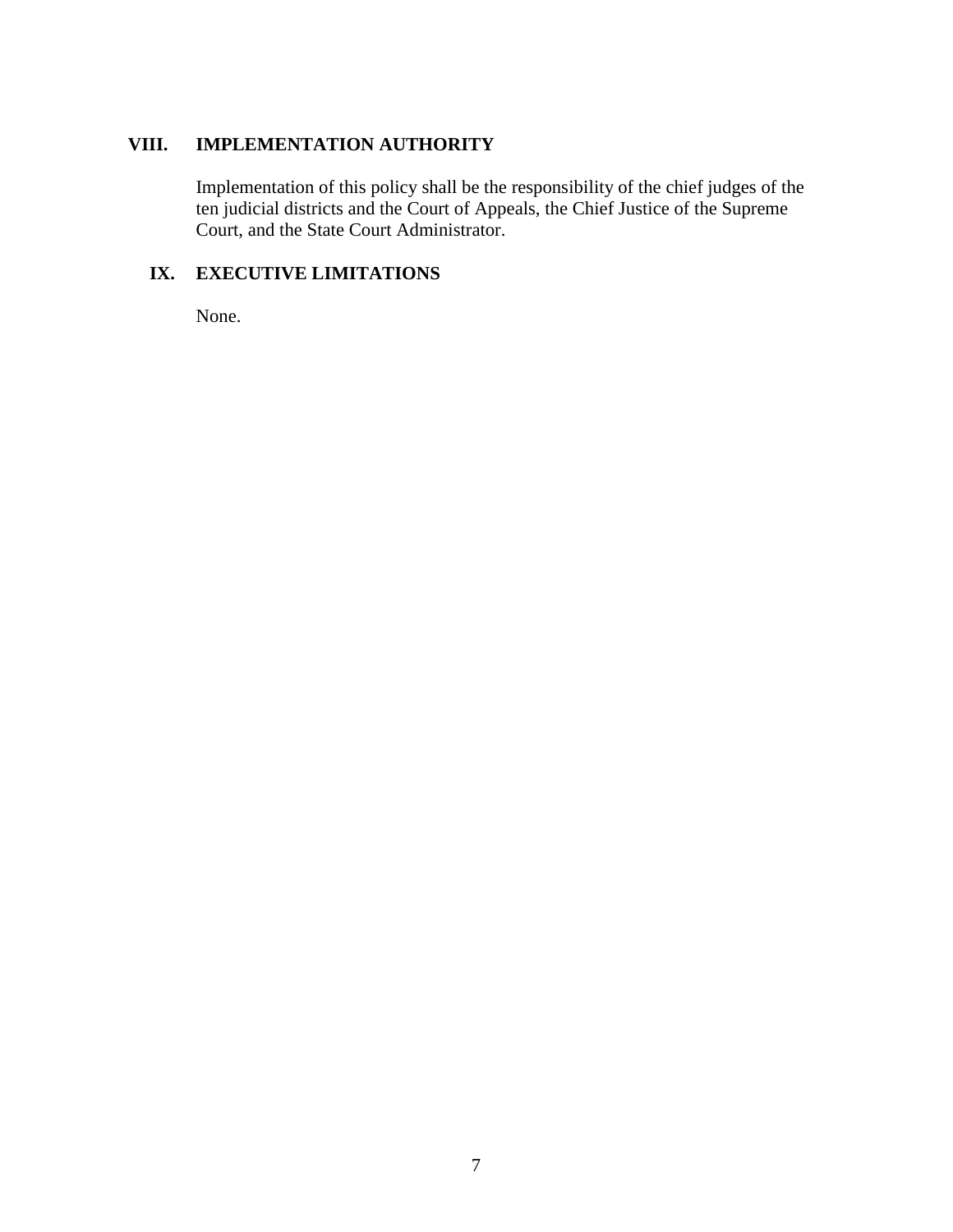## VIII. IMPLEMENTATION AUTHORITY

Implementation of this policy shall be the responsibility of the chief judges of the ten judicial districts and the Court of Appeals, the Chief Justice of the Supreme Court, and the State Court Administrator.

## IX. EXECUTIVE LIMITATIONS

None.